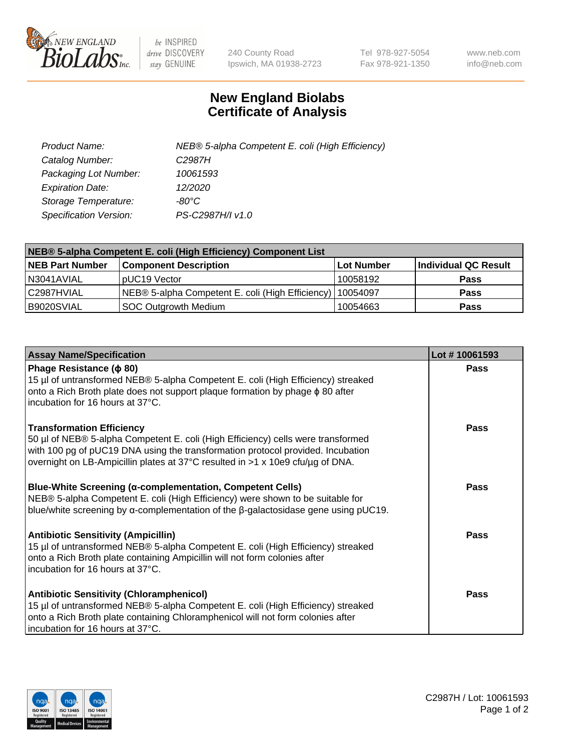# New England Biolabs
# Certificate of Analysis

| | |
|---|---|
| *Product Name:* | *NEB® 5-alpha Competent E. coli (High Efficiency)* |
| *Catalog Number:* | *C2987H* |
| *Packaging Lot Number:* | *10061593* |
| *Expiration Date:* | *12/2020* |
| *Storage Temperature:* | *-80°C* |
| *Specification Version:* | *PS-C2987H/I v1.0* |

| **NEB® 5-alpha Competent E. coli (High Efficiency) Component List** | | | |
|---|---|---|---|
| **NEB Part Number** | **Component Description** | **Lot Number** | **Individual QC Result** |
| N3041AVIAL | pUC19 Vector | 10058192 | **Pass** |
| C2987HVIAL | NEB® 5-alpha Competent E. coli (High Efficiency) | 10054097 | **Pass** |
| B9020SVIAL | SOC Outgrowth Medium | 10054663 | **Pass** |

| **Assay Name/Specification** | **Lot # 10061593** |
|---|---|
| **Phage Resistance (ϕ 80)**<br>15 µl of untransformed NEB® 5-alpha Competent E. coli (High Efficiency) streaked onto a Rich Broth plate does not support plaque formation by phage ϕ 80 after incubation for 16 hours at 37°C. | **Pass** |
| **Transformation Efficiency**<br>50 µl of NEB® 5-alpha Competent E. coli (High Efficiency) cells were transformed with 100 pg of pUC19 DNA using the transformation protocol provided. Incubation overnight on LB-Ampicillin plates at 37°C resulted in >1 x 10e9 cfu/µg of DNA. | **Pass** |
| **Blue-White Screening (α-complementation, Competent Cells)**<br>NEB® 5-alpha Competent E. coli (High Efficiency) were shown to be suitable for blue/white screening by α-complementation of the β-galactosidase gene using pUC19. | **Pass** |
| **Antibiotic Sensitivity (Ampicillin)**<br>15 µl of untransformed NEB® 5-alpha Competent E. coli (High Efficiency) streaked onto a Rich Broth plate containing Ampicillin will not form colonies after incubation for 16 hours at 37°C. | **Pass** |
| **Antibiotic Sensitivity (Chloramphenicol)**<br>15 µl of untransformed NEB® 5-alpha Competent E. coli (High Efficiency) streaked onto a Rich Broth plate containing Chloramphenicol will not form colonies after incubation for 16 hours at 37°C. | **Pass** |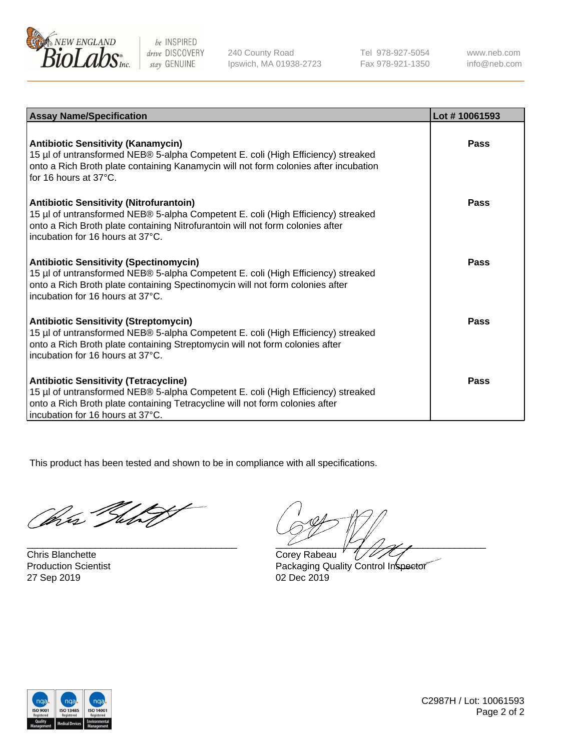| Assay Name/Specification | Lot # 10061593 |
|---|---|
| **Antibiotic Sensitivity (Kanamycin)**<br>15 µl of untransformed NEB® 5-alpha Competent E. coli (High Efficiency) streaked onto a Rich Broth plate containing Kanamycin will not form colonies after incubation for 16 hours at 37°C. | **Pass** |
| **Antibiotic Sensitivity (Nitrofurantoin)**<br>15 µl of untransformed NEB® 5-alpha Competent E. coli (High Efficiency) streaked onto a Rich Broth plate containing Nitrofurantoin will not form colonies after incubation for 16 hours at 37°C. | **Pass** |
| **Antibiotic Sensitivity (Spectinomycin)**<br>15 µl of untransformed NEB® 5-alpha Competent E. coli (High Efficiency) streaked onto a Rich Broth plate containing Spectinomycin will not form colonies after incubation for 16 hours at 37°C. | **Pass** |
| **Antibiotic Sensitivity (Streptomycin)**<br>15 µl of untransformed NEB® 5-alpha Competent E. coli (High Efficiency) streaked onto a Rich Broth plate containing Streptomycin will not form colonies after incubation for 16 hours at 37°C. | **Pass** |
| **Antibiotic Sensitivity (Tetracycline)**<br>15 µl of untransformed NEB® 5-alpha Competent E. coli (High Efficiency) streaked onto a Rich Broth plate containing Tetracycline will not form colonies after incubation for 16 hours at 37°C. | **Pass** |

This product has been tested and shown to be in compliance with all specifications.

Chris Blanchette
Production Scientist
27 Sep 2019

Corey Rabeau
Packaging Quality Control Inspector
02 Dec 2019

C2987H / Lot: 10061593